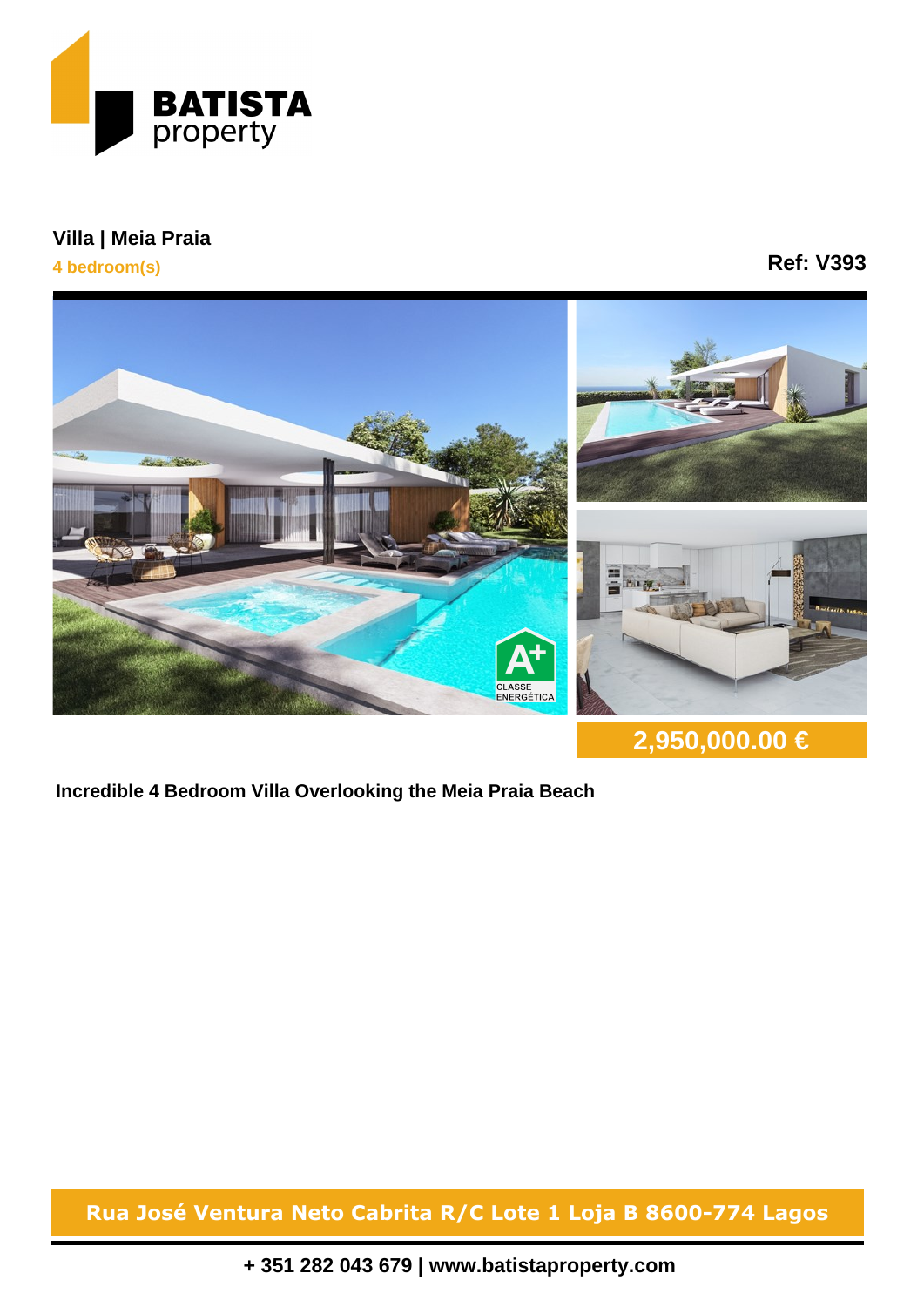# Villa | Meia Praia

**4 bedroom(s)**

**Ref: V393**

**2,950,000.00 €**

**Incredible 4 Bedroom Villa Overlooking the Meia Praia Beach**

**Rua José Ventura Neto Cabrita R/C Lote 1 Loja B 8600-774 Lagos**

**+ 351 282 043 679 | www.batistaproperty.com**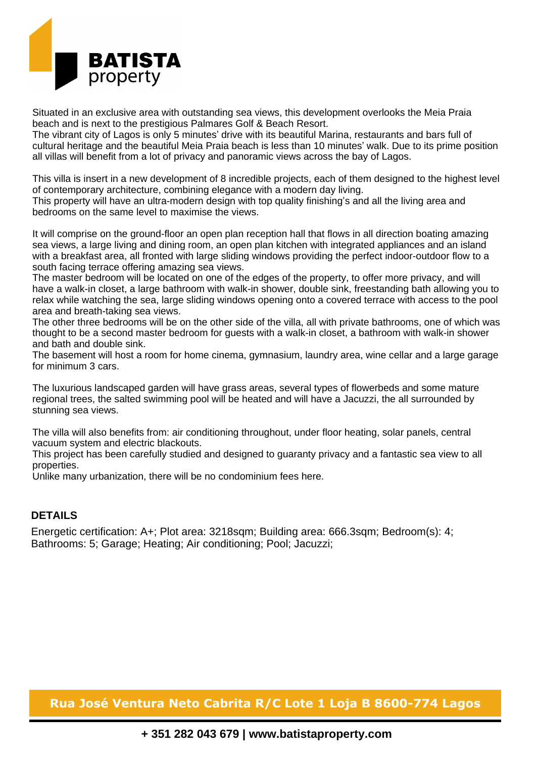**BATISTA** property

Situated in an exclusive area with outstanding sea views, this development overlooks the Meia Praia beach and is next to the prestigious Palmares Golf & Beach Resort.
The vibrant city of Lagos is only 5 minutes' drive with its beautiful Marina, restaurants and bars full of cultural heritage and the beautiful Meia Praia beach is less than 10 minutes' walk. Due to its prime position all villas will benefit from a lot of privacy and panoramic views across the bay of Lagos.

This villa is insert in a new development of 8 incredible projects, each of them designed to the highest level of contemporary architecture, combining elegance with a modern day living.
This property will have an ultra-modern design with top quality finishing's and all the living area and bedrooms on the same level to maximise the views.

It will comprise on the ground-floor an open plan reception hall that flows in all direction boating amazing sea views, a large living and dining room, an open plan kitchen with integrated appliances and an island with a breakfast area, all fronted with large sliding windows providing the perfect indoor-outdoor flow to a south facing terrace offering amazing sea views.
The master bedroom will be located on one of the edges of the property, to offer more privacy, and will have a walk-in closet, a large bathroom with walk-in shower, double sink, freestanding bath allowing you to relax while watching the sea, large sliding windows opening onto a covered terrace with access to the pool area and breath-taking sea views.
The other three bedrooms will be on the other side of the villa, all with private bathrooms, one of which was thought to be a second master bedroom for guests with a walk-in closet, a bathroom with walk-in shower and bath and double sink.
The basement will host a room for home cinema, gymnasium, laundry area, wine cellar and a large garage for minimum 3 cars.

The luxurious landscaped garden will have grass areas, several types of flowerbeds and some mature regional trees, the salted swimming pool will be heated and will have a Jacuzzi, the all surrounded by stunning sea views.

The villa will also benefits from: air conditioning throughout, under floor heating, solar panels, central vacuum system and electric blackouts.
This project has been carefully studied and designed to guaranty privacy and a fantastic sea view to all properties.
Unlike many urbanization, there will be no condominium fees here.

## DETAILS

Energetic certification: A+; Plot area: 3218sqm; Building area: 666.3sqm; Bedroom(s): 4; Bathrooms: 5; Garage; Heating; Air conditioning; Pool; Jacuzzi;

**Rua José Ventura Neto Cabrita R/C Lote 1 Loja B 8600-774 Lagos**

**+ 351 282 043 679 | www.batistaproperty.com**